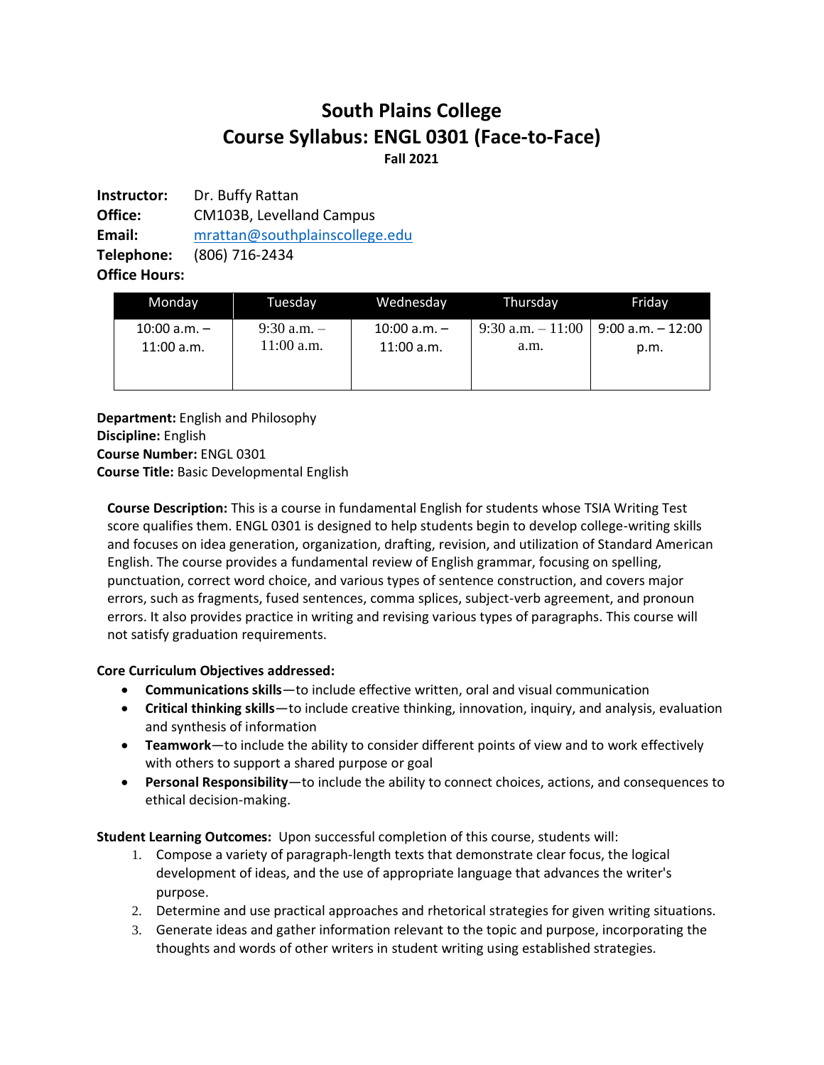# South Plains College
# Course Syllabus: ENGL 0301 (Face-to-Face)
**Fall 2021**

**Instructor:** Dr. Buffy Rattan
**Office:** CM103B, Levelland Campus
**Email:** mrattan@southplainscollege.edu
**Telephone:** (806) 716-2434
**Office Hours:**

| Monday | Tuesday | Wednesday | Thursday | Friday |
|---|---|---|---|---|
| 10:00 a.m. – 11:00 a.m. | 9:30 a.m. – 11:00 a.m. | 10:00 a.m. – 11:00 a.m. | 9:30 a.m. – 11:00 a.m. | 9:00 a.m. – 12:00 p.m. |

**Department:** English and Philosophy
**Discipline:** English
**Course Number:** ENGL 0301
**Course Title:** Basic Developmental English

**Course Description:** This is a course in fundamental English for students whose TSIA Writing Test score qualifies them. ENGL 0301 is designed to help students begin to develop college-writing skills and focuses on idea generation, organization, drafting, revision, and utilization of Standard American English. The course provides a fundamental review of English grammar, focusing on spelling, punctuation, correct word choice, and various types of sentence construction, and covers major errors, such as fragments, fused sentences, comma splices, subject-verb agreement, and pronoun errors. It also provides practice in writing and revising various types of paragraphs. This course will not satisfy graduation requirements.

**Core Curriculum Objectives addressed:**

- **Communications skills**—to include effective written, oral and visual communication
- **Critical thinking skills**—to include creative thinking, innovation, inquiry, and analysis, evaluation and synthesis of information
- **Teamwork**—to include the ability to consider different points of view and to work effectively with others to support a shared purpose or goal
- **Personal Responsibility**—to include the ability to connect choices, actions, and consequences to ethical decision-making.

**Student Learning Outcomes:** Upon successful completion of this course, students will:

1. Compose a variety of paragraph-length texts that demonstrate clear focus, the logical development of ideas, and the use of appropriate language that advances the writer's purpose.
2. Determine and use practical approaches and rhetorical strategies for given writing situations.
3. Generate ideas and gather information relevant to the topic and purpose, incorporating the thoughts and words of other writers in student writing using established strategies.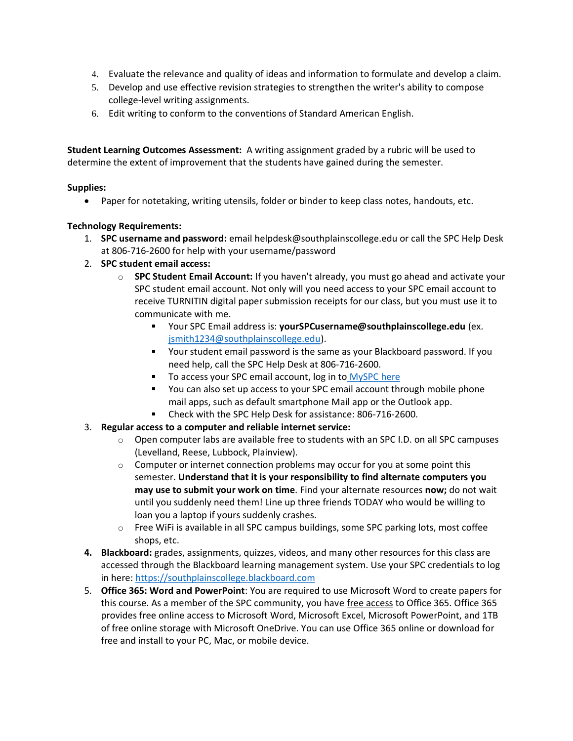4. Evaluate the relevance and quality of ideas and information to formulate and develop a claim.
5. Develop and use effective revision strategies to strengthen the writer's ability to compose college-level writing assignments.
6. Edit writing to conform to the conventions of Standard American English.

**Student Learning Outcomes Assessment:** A writing assignment graded by a rubric will be used to determine the extent of improvement that the students have gained during the semester.

**Supplies:**

- Paper for notetaking, writing utensils, folder or binder to keep class notes, handouts, etc.

**Technology Requirements:**

1. **SPC username and password:** email helpdesk@southplainscollege.edu or call the SPC Help Desk at 806-716-2600 for help with your username/password
2. **SPC student email access:**
   - **SPC Student Email Account:** If you haven't already, you must go ahead and activate your SPC student email account. Not only will you need access to your SPC email account to receive TURNITIN digital paper submission receipts for our class, but you must use it to communicate with me.
     - Your SPC Email address is: **yourSPCusername@southplainscollege.edu** (ex. jsmith1234@southplainscollege.edu).
     - Your student email password is the same as your Blackboard password. If you need help, call the SPC Help Desk at 806-716-2600.
     - To access your SPC email account, log in to MySPC here
     - You can also set up access to your SPC email account through mobile phone mail apps, such as default smartphone Mail app or the Outlook app.
     - Check with the SPC Help Desk for assistance: 806-716-2600.
3. **Regular access to a computer and reliable internet service:**
   - Open computer labs are available free to students with an SPC I.D. on all SPC campuses (Levelland, Reese, Lubbock, Plainview).
   - Computer or internet connection problems may occur for you at some point this semester. **Understand that it is your responsibility to find alternate computers you may use to submit your work on time**. Find your alternate resources **now;** do not wait until you suddenly need them! Line up three friends TODAY who would be willing to loan you a laptop if yours suddenly crashes.
   - Free WiFi is available in all SPC campus buildings, some SPC parking lots, most coffee shops, etc.
4. **Blackboard:** grades, assignments, quizzes, videos, and many other resources for this class are accessed through the Blackboard learning management system. Use your SPC credentials to log in here: https://southplainscollege.blackboard.com
5. **Office 365: Word and PowerPoint**: You are required to use Microsoft Word to create papers for this course. As a member of the SPC community, you have free access to Office 365. Office 365 provides free online access to Microsoft Word, Microsoft Excel, Microsoft PowerPoint, and 1TB of free online storage with Microsoft OneDrive. You can use Office 365 online or download for free and install to your PC, Mac, or mobile device.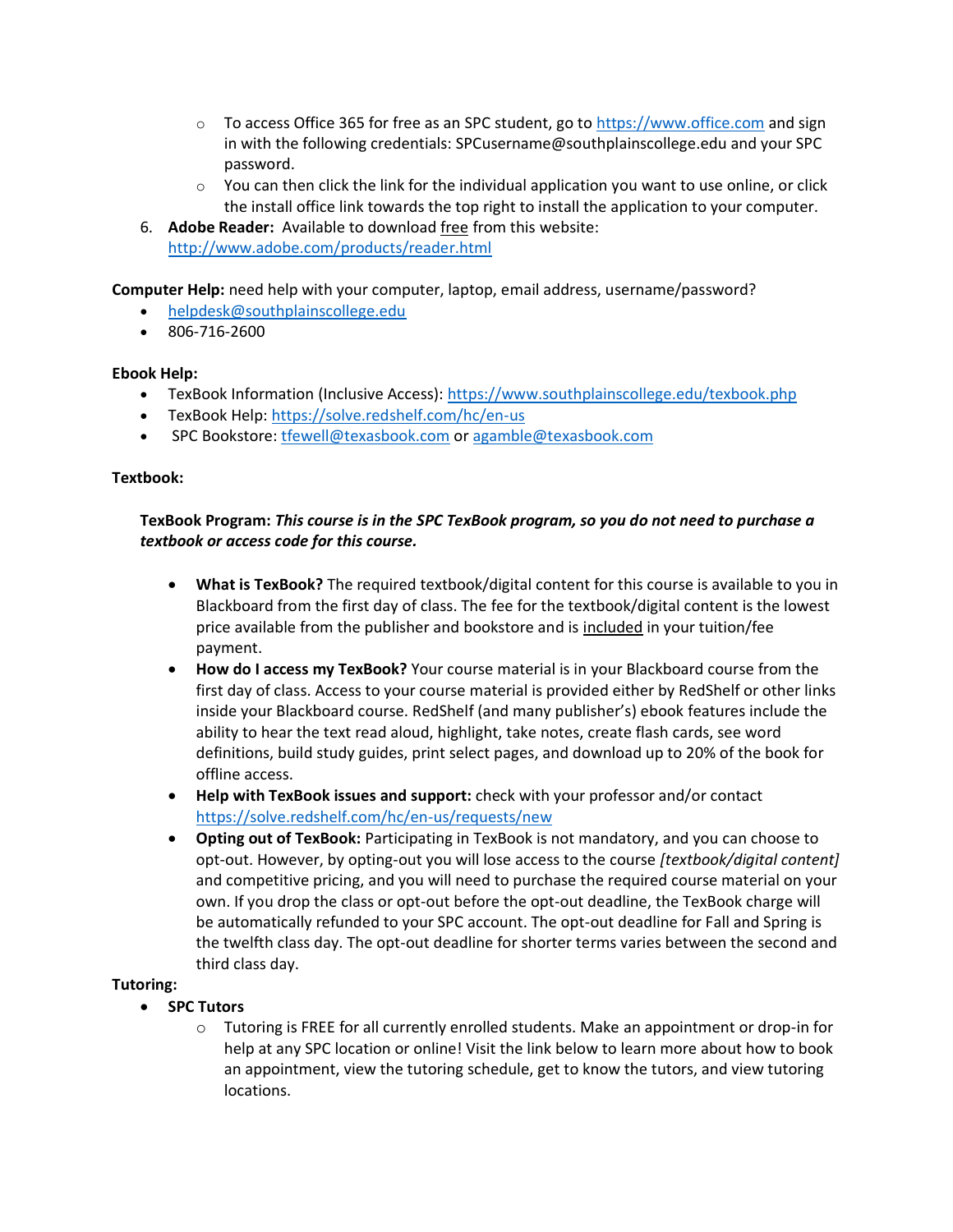- To access Office 365 for free as an SPC student, go to [https://www.office.com](https://www.office.com) and sign in with the following credentials: SPCusername@southplainscollege.edu and your SPC password.
    - You can then click the link for the individual application you want to use online, or click the install office link towards the top right to install the application to your computer.

6. **Adobe Reader:** Available to download free from this website: [http://www.adobe.com/products/reader.html](http://www.adobe.com/products/reader.html)

**Computer Help:** need help with your computer, laptop, email address, username/password?

- [helpdesk@southplainscollege.edu](mailto:helpdesk@southplainscollege.edu)
- 806-716-2600

**Ebook Help:**

- TexBook Information (Inclusive Access): [https://www.southplainscollege.edu/texbook.php](https://www.southplainscollege.edu/texbook.php)
- TexBook Help: [https://solve.redshelf.com/hc/en-us](https://solve.redshelf.com/hc/en-us)
- SPC Bookstore: [tfewell@texasbook.com](mailto:tfewell@texasbook.com) or [agamble@texasbook.com](mailto:agamble@texasbook.com)

**Textbook:**

**TexBook Program:** ***This course is in the SPC TexBook program, so you do not need to purchase a textbook or access code for this course.***

- **What is TexBook?** The required textbook/digital content for this course is available to you in Blackboard from the first day of class. The fee for the textbook/digital content is the lowest price available from the publisher and bookstore and is included in your tuition/fee payment.
- **How do I access my TexBook?** Your course material is in your Blackboard course from the first day of class. Access to your course material is provided either by RedShelf or other links inside your Blackboard course. RedShelf (and many publisher's) ebook features include the ability to hear the text read aloud, highlight, take notes, create flash cards, see word definitions, build study guides, print select pages, and download up to 20% of the book for offline access.
- **Help with TexBook issues and support:** check with your professor and/or contact [https://solve.redshelf.com/hc/en-us/requests/new](https://solve.redshelf.com/hc/en-us/requests/new)
- **Opting out of TexBook:** Participating in TexBook is not mandatory, and you can choose to opt-out. However, by opting-out you will lose access to the course *[textbook/digital content]* and competitive pricing, and you will need to purchase the required course material on your own. If you drop the class or opt-out before the opt-out deadline, the TexBook charge will be automatically refunded to your SPC account. The opt-out deadline for Fall and Spring is the twelfth class day. The opt-out deadline for shorter terms varies between the second and third class day.

**Tutoring:**

- **SPC Tutors**
    - Tutoring is FREE for all currently enrolled students. Make an appointment or drop-in for help at any SPC location or online! Visit the link below to learn more about how to book an appointment, view the tutoring schedule, get to know the tutors, and view tutoring locations.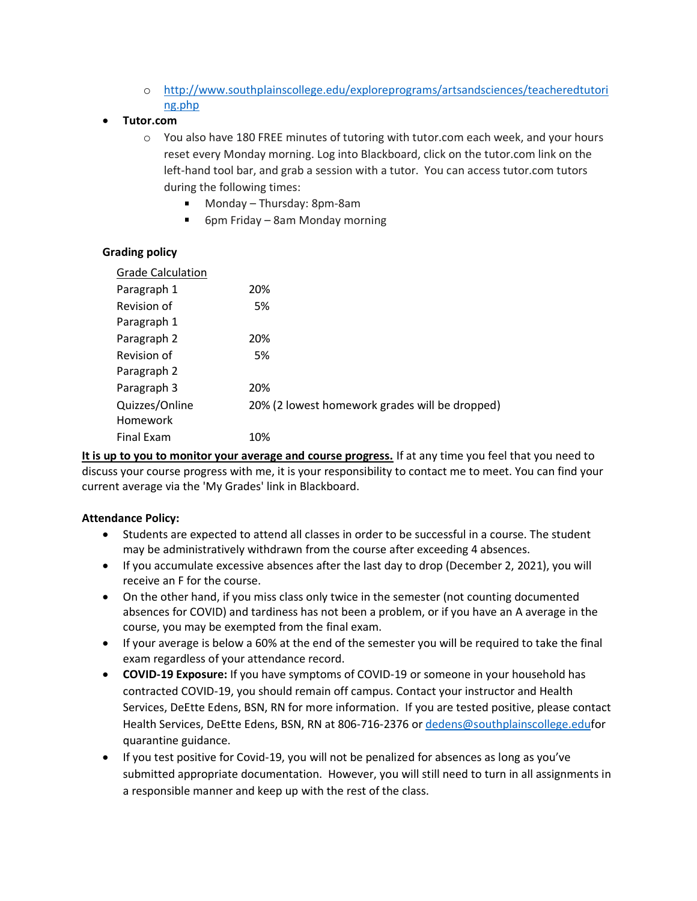- http://www.southplainscollege.edu/exploreprograms/artsandsciences/teacheredtutoring.php
- **Tutor.com**
  - You also have 180 FREE minutes of tutoring with tutor.com each week, and your hours reset every Monday morning. Log into Blackboard, click on the tutor.com link on the left-hand tool bar, and grab a session with a tutor. You can access tutor.com tutors during the following times:
    - Monday – Thursday: 8pm-8am
    - 6pm Friday – 8am Monday morning

**Grading policy**

| Grade Calculation | |
|---|---|
| Paragraph 1 | 20% |
| Revision of Paragraph 1 | 5% |
| Paragraph 2 | 20% |
| Revision of Paragraph 2 | 5% |
| Paragraph 3 | 20% |
| Quizzes/Online Homework | 20% (2 lowest homework grades will be dropped) |
| Final Exam | 10% |

**It is up to you to monitor your average and course progress.** If at any time you feel that you need to discuss your course progress with me, it is your responsibility to contact me to meet. You can find your current average via the 'My Grades' link in Blackboard.

**Attendance Policy:**

- Students are expected to attend all classes in order to be successful in a course. The student may be administratively withdrawn from the course after exceeding 4 absences.
- If you accumulate excessive absences after the last day to drop (December 2, 2021), you will receive an F for the course.
- On the other hand, if you miss class only twice in the semester (not counting documented absences for COVID) and tardiness has not been a problem, or if you have an A average in the course, you may be exempted from the final exam.
- If your average is below a 60% at the end of the semester you will be required to take the final exam regardless of your attendance record.
- **COVID-19 Exposure:** If you have symptoms of COVID-19 or someone in your household has contracted COVID-19, you should remain off campus. Contact your instructor and Health Services, DeEtte Edens, BSN, RN for more information. If you are tested positive, please contact Health Services, DeEtte Edens, BSN, RN at 806-716-2376 or dedens@southplainscollege.edufor quarantine guidance.
- If you test positive for Covid-19, you will not be penalized for absences as long as you've submitted appropriate documentation. However, you will still need to turn in all assignments in a responsible manner and keep up with the rest of the class.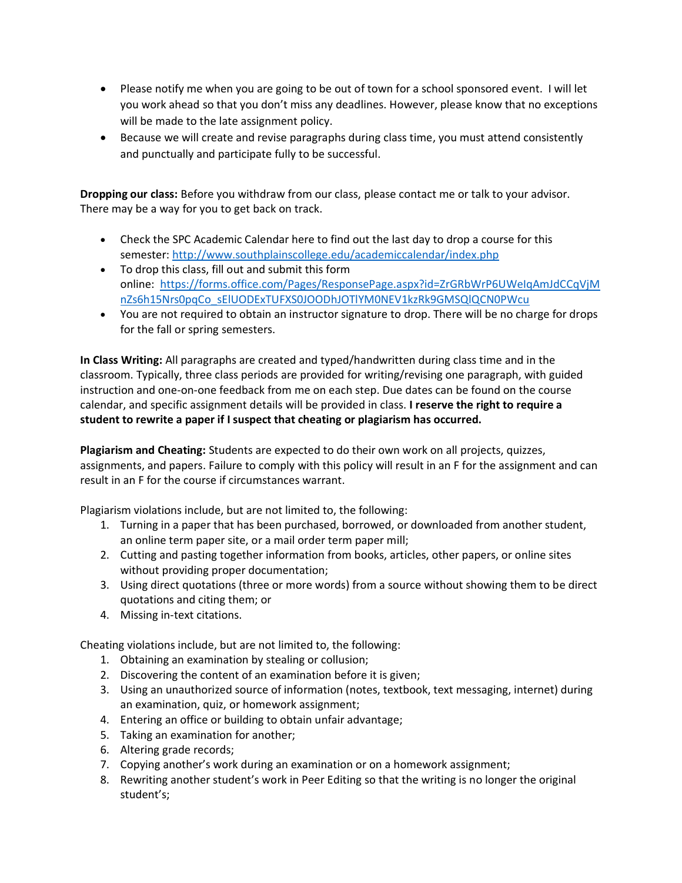- Please notify me when you are going to be out of town for a school sponsored event. I will let you work ahead so that you don't miss any deadlines. However, please know that no exceptions will be made to the late assignment policy.
- Because we will create and revise paragraphs during class time, you must attend consistently and punctually and participate fully to be successful.

**Dropping our class:** Before you withdraw from our class, please contact me or talk to your advisor. There may be a way for you to get back on track.

- Check the SPC Academic Calendar here to find out the last day to drop a course for this semester: http://www.southplainscollege.edu/academiccalendar/index.php
- To drop this class, fill out and submit this form online: https://forms.office.com/Pages/ResponsePage.aspx?id=ZrGRbWrP6UWeIqAmJdCCqVjMnZs6h15Nrs0pqCo_sElUODExTUFXS0JOODhJOTlYM0NEV1kzRk9GMSQlQCN0PWcu
- You are not required to obtain an instructor signature to drop. There will be no charge for drops for the fall or spring semesters.

**In Class Writing:** All paragraphs are created and typed/handwritten during class time and in the classroom. Typically, three class periods are provided for writing/revising one paragraph, with guided instruction and one-on-one feedback from me on each step. Due dates can be found on the course calendar, and specific assignment details will be provided in class. **I reserve the right to require a student to rewrite a paper if I suspect that cheating or plagiarism has occurred.**

**Plagiarism and Cheating:** Students are expected to do their own work on all projects, quizzes, assignments, and papers. Failure to comply with this policy will result in an F for the assignment and can result in an F for the course if circumstances warrant.

Plagiarism violations include, but are not limited to, the following:

1. Turning in a paper that has been purchased, borrowed, or downloaded from another student, an online term paper site, or a mail order term paper mill;
2. Cutting and pasting together information from books, articles, other papers, or online sites without providing proper documentation;
3. Using direct quotations (three or more words) from a source without showing them to be direct quotations and citing them; or
4. Missing in-text citations.

Cheating violations include, but are not limited to, the following:

1. Obtaining an examination by stealing or collusion;
2. Discovering the content of an examination before it is given;
3. Using an unauthorized source of information (notes, textbook, text messaging, internet) during an examination, quiz, or homework assignment;
4. Entering an office or building to obtain unfair advantage;
5. Taking an examination for another;
6. Altering grade records;
7. Copying another's work during an examination or on a homework assignment;
8. Rewriting another student's work in Peer Editing so that the writing is no longer the original student's;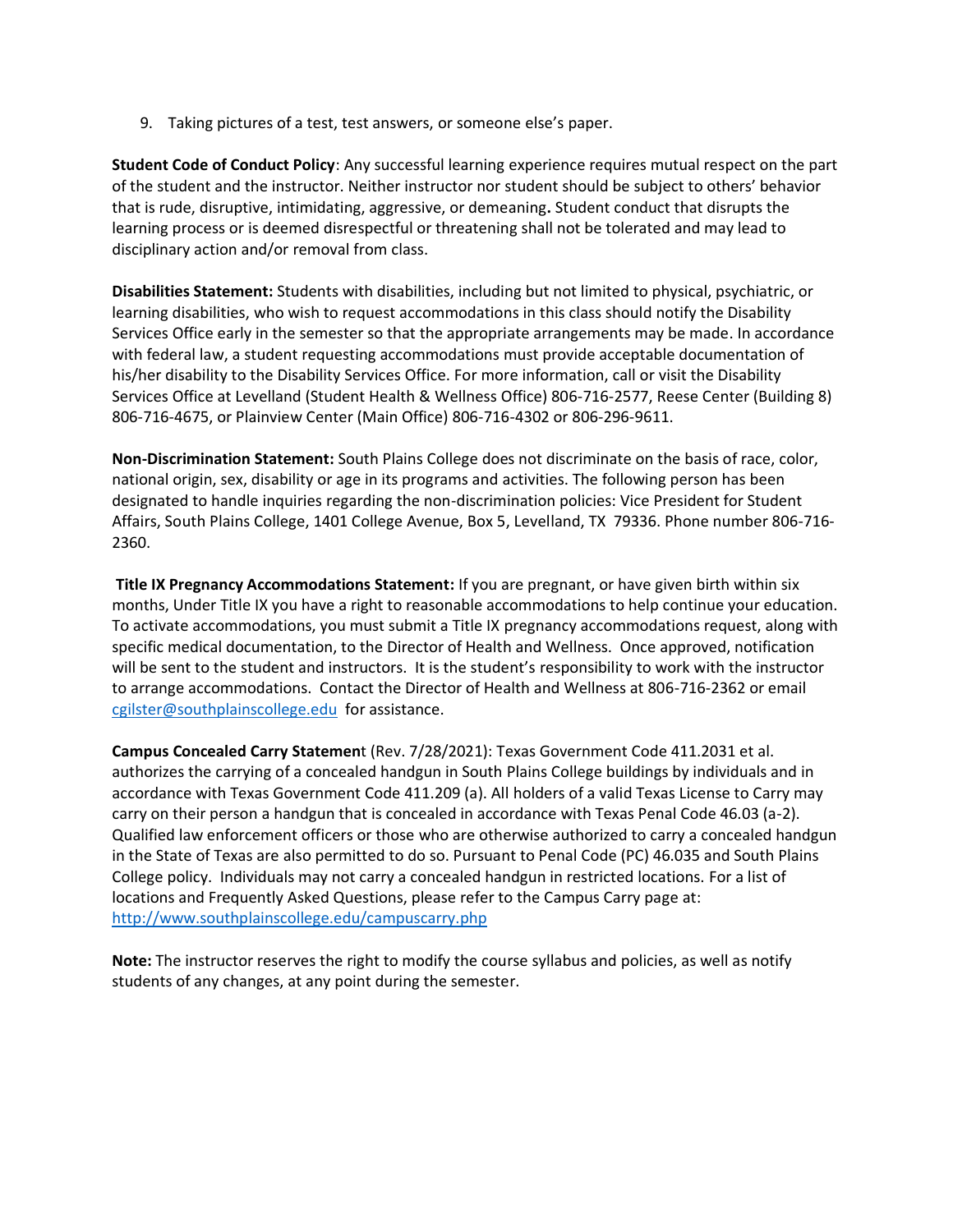9. Taking pictures of a test, test answers, or someone else's paper.

**Student Code of Conduct Policy**: Any successful learning experience requires mutual respect on the part of the student and the instructor. Neither instructor nor student should be subject to others' behavior that is rude, disruptive, intimidating, aggressive, or demeaning**.** Student conduct that disrupts the learning process or is deemed disrespectful or threatening shall not be tolerated and may lead to disciplinary action and/or removal from class.

**Disabilities Statement:** Students with disabilities, including but not limited to physical, psychiatric, or learning disabilities, who wish to request accommodations in this class should notify the Disability Services Office early in the semester so that the appropriate arrangements may be made. In accordance with federal law, a student requesting accommodations must provide acceptable documentation of his/her disability to the Disability Services Office. For more information, call or visit the Disability Services Office at Levelland (Student Health & Wellness Office) 806-716-2577, Reese Center (Building 8) 806-716-4675, or Plainview Center (Main Office) 806-716-4302 or 806-296-9611.

**Non-Discrimination Statement:** South Plains College does not discriminate on the basis of race, color, national origin, sex, disability or age in its programs and activities. The following person has been designated to handle inquiries regarding the non-discrimination policies: Vice President for Student Affairs, South Plains College, 1401 College Avenue, Box 5, Levelland, TX 79336. Phone number 806-716-2360.

**Title IX Pregnancy Accommodations Statement:** If you are pregnant, or have given birth within six months, Under Title IX you have a right to reasonable accommodations to help continue your education. To activate accommodations, you must submit a Title IX pregnancy accommodations request, along with specific medical documentation, to the Director of Health and Wellness. Once approved, notification will be sent to the student and instructors. It is the student's responsibility to work with the instructor to arrange accommodations. Contact the Director of Health and Wellness at 806-716-2362 or email cgilster@southplainscollege.edu for assistance.

**Campus Concealed Carry Statemen**t (Rev. 7/28/2021): Texas Government Code 411.2031 et al. authorizes the carrying of a concealed handgun in South Plains College buildings by individuals and in accordance with Texas Government Code 411.209 (a). All holders of a valid Texas License to Carry may carry on their person a handgun that is concealed in accordance with Texas Penal Code 46.03 (a-2). Qualified law enforcement officers or those who are otherwise authorized to carry a concealed handgun in the State of Texas are also permitted to do so. Pursuant to Penal Code (PC) 46.035 and South Plains College policy. Individuals may not carry a concealed handgun in restricted locations. For a list of locations and Frequently Asked Questions, please refer to the Campus Carry page at: http://www.southplainscollege.edu/campuscarry.php

**Note:** The instructor reserves the right to modify the course syllabus and policies, as well as notify students of any changes, at any point during the semester.